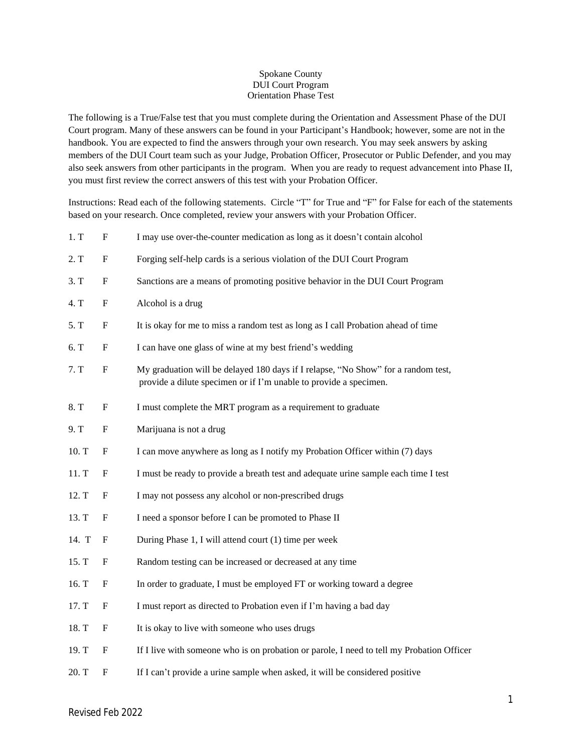Spokane County
DUI Court Program
Orientation Phase Test

The following is a True/False test that you must complete during the Orientation and Assessment Phase of the DUI Court program. Many of these answers can be found in your Participant's Handbook; however, some are not in the handbook. You are expected to find the answers through your own research. You may seek answers by asking members of the DUI Court team such as your Judge, Probation Officer, Prosecutor or Public Defender, and you may also seek answers from other participants in the program. When you are ready to request advancement into Phase II, you must first review the correct answers of this test with your Probation Officer.

Instructions: Read each of the following statements. Circle "T" for True and "F" for False for each of the statements based on your research. Once completed, review your answers with your Probation Officer.

1. T F I may use over-the-counter medication as long as it doesn't contain alcohol

2. T F Forging self-help cards is a serious violation of the DUI Court Program

3. T F Sanctions are a means of promoting positive behavior in the DUI Court Program

4. T F Alcohol is a drug

5. T F It is okay for me to miss a random test as long as I call Probation ahead of time

6. T F I can have one glass of wine at my best friend's wedding

7. T F My graduation will be delayed 180 days if I relapse, "No Show" for a random test, provide a dilute specimen or if I'm unable to provide a specimen.

8. T F I must complete the MRT program as a requirement to graduate

9. T F Marijuana is not a drug

10. T F I can move anywhere as long as I notify my Probation Officer within (7) days

11. T F I must be ready to provide a breath test and adequate urine sample each time I test

12. T F I may not possess any alcohol or non-prescribed drugs

13. T F I need a sponsor before I can be promoted to Phase II

14. T F During Phase 1, I will attend court (1) time per week

15. T F Random testing can be increased or decreased at any time

16. T F In order to graduate, I must be employed FT or working toward a degree

17. T F I must report as directed to Probation even if I'm having a bad day

18. T F It is okay to live with someone who uses drugs

19. T F If I live with someone who is on probation or parole, I need to tell my Probation Officer

20. T F If I can't provide a urine sample when asked, it will be considered positive

Revised Feb 2022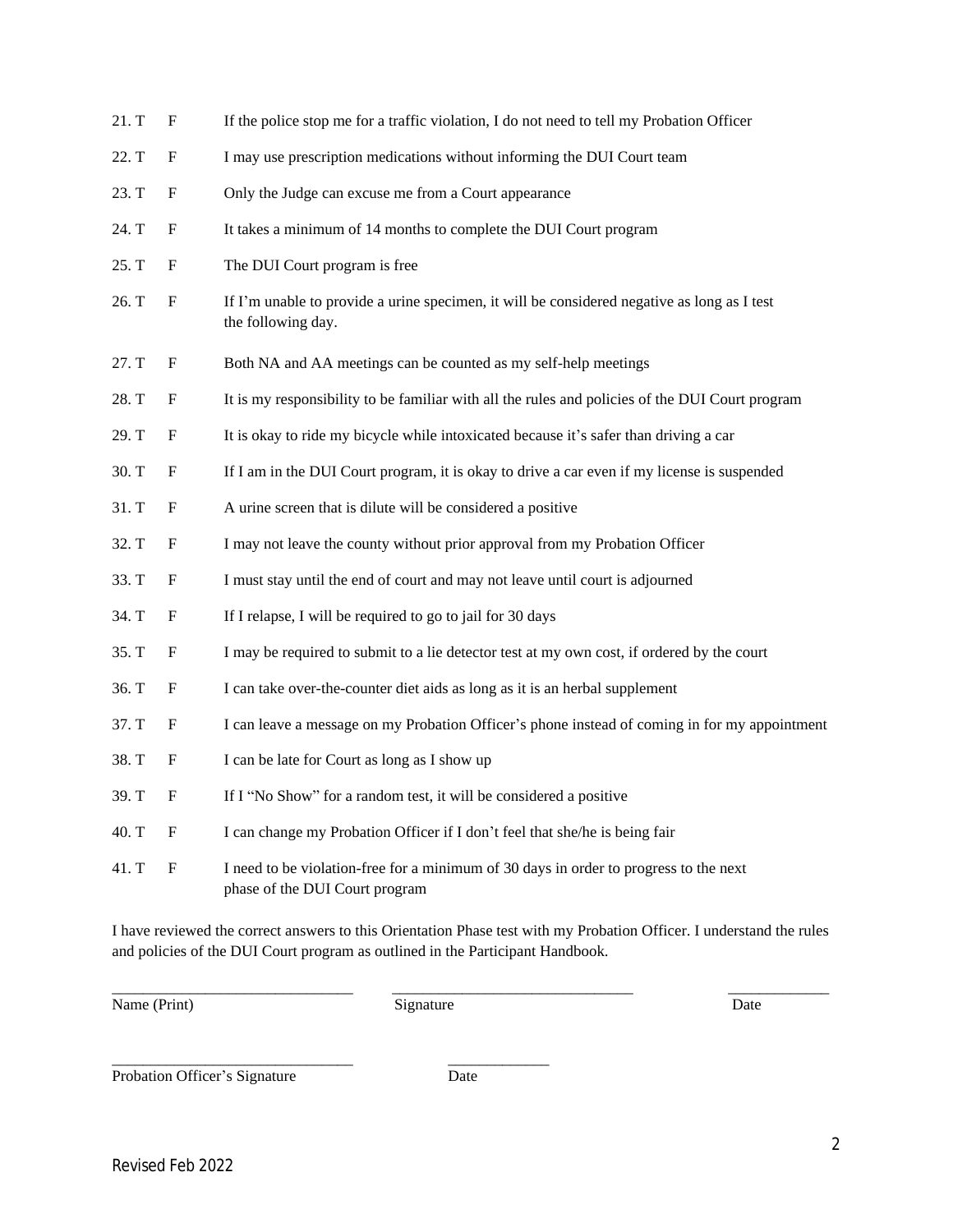21. T F If the police stop me for a traffic violation, I do not need to tell my Probation Officer

22. T F I may use prescription medications without informing the DUI Court team

23. T F Only the Judge can excuse me from a Court appearance

24. T F It takes a minimum of 14 months to complete the DUI Court program

25. T F The DUI Court program is free

26. T F If I'm unable to provide a urine specimen, it will be considered negative as long as I test the following day.

27. T F Both NA and AA meetings can be counted as my self-help meetings

28. T F It is my responsibility to be familiar with all the rules and policies of the DUI Court program

29. T F It is okay to ride my bicycle while intoxicated because it's safer than driving a car

30. T F If I am in the DUI Court program, it is okay to drive a car even if my license is suspended

31. T F A urine screen that is dilute will be considered a positive

32. T F I may not leave the county without prior approval from my Probation Officer

33. T F I must stay until the end of court and may not leave until court is adjourned

34. T F If I relapse, I will be required to go to jail for 30 days

35. T F I may be required to submit to a lie detector test at my own cost, if ordered by the court

36. T F I can take over-the-counter diet aids as long as it is an herbal supplement

37. T F I can leave a message on my Probation Officer's phone instead of coming in for my appointment

38. T F I can be late for Court as long as I show up

39. T F If I "No Show" for a random test, it will be considered a positive

40. T F I can change my Probation Officer if I don't feel that she/he is being fair

41. T F I need to be violation-free for a minimum of 30 days in order to progress to the next phase of the DUI Court program

I have reviewed the correct answers to this Orientation Phase test with my Probation Officer. I understand the rules and policies of the DUI Court program as outlined in the Participant Handbook.

_______________________________ _______________________________ _____________
Name (Print) Signature Date

_______________________________ _____________
Probation Officer's Signature Date

Revised Feb 2022